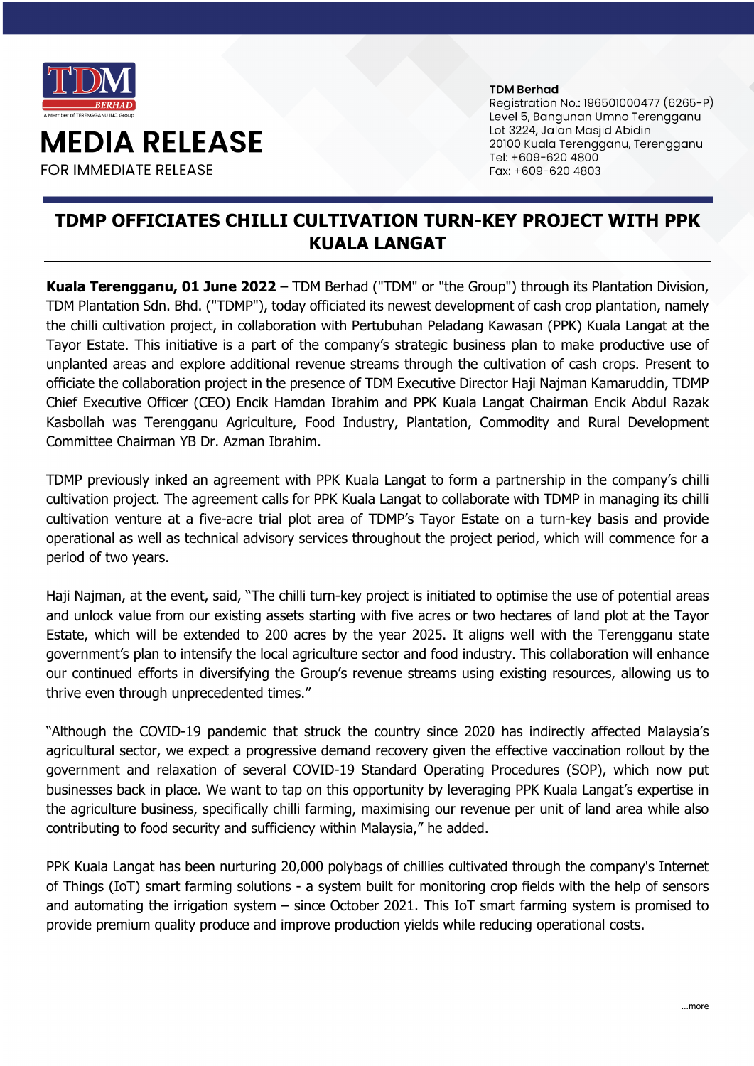TDM BERHAD
A Member of TERENGGANU INC Group

# MEDIA RELEASE

FOR IMMEDIATE RELEASE

**TDM Berhad**
Registration No.: 196501000477 (6265-P)
Level 5, Bangunan Umno Terengganu
Lot 3224, Jalan Masjid Abidin
20100 Kuala Terengganu, Terengganu
Tel: +609-620 4800
Fax: +609-620 4803

## TDMP OFFICIATES CHILLI CULTIVATION TURN-KEY PROJECT WITH PPK KUALA LANGAT

**Kuala Terengganu, 01 June 2022** – TDM Berhad ("TDM" or "the Group") through its Plantation Division, TDM Plantation Sdn. Bhd. ("TDMP"), today officiated its newest development of cash crop plantation, namely the chilli cultivation project, in collaboration with Pertubuhan Peladang Kawasan (PPK) Kuala Langat at the Tayor Estate. This initiative is a part of the company's strategic business plan to make productive use of unplanted areas and explore additional revenue streams through the cultivation of cash crops. Present to officiate the collaboration project in the presence of TDM Executive Director Haji Najman Kamaruddin, TDMP Chief Executive Officer (CEO) Encik Hamdan Ibrahim and PPK Kuala Langat Chairman Encik Abdul Razak Kasbollah was Terengganu Agriculture, Food Industry, Plantation, Commodity and Rural Development Committee Chairman YB Dr. Azman Ibrahim.

TDMP previously inked an agreement with PPK Kuala Langat to form a partnership in the company's chilli cultivation project. The agreement calls for PPK Kuala Langat to collaborate with TDMP in managing its chilli cultivation venture at a five-acre trial plot area of TDMP's Tayor Estate on a turn-key basis and provide operational as well as technical advisory services throughout the project period, which will commence for a period of two years.

Haji Najman, at the event, said, "The chilli turn-key project is initiated to optimise the use of potential areas and unlock value from our existing assets starting with five acres or two hectares of land plot at the Tayor Estate, which will be extended to 200 acres by the year 2025. It aligns well with the Terengganu state government's plan to intensify the local agriculture sector and food industry. This collaboration will enhance our continued efforts in diversifying the Group's revenue streams using existing resources, allowing us to thrive even through unprecedented times."

"Although the COVID-19 pandemic that struck the country since 2020 has indirectly affected Malaysia's agricultural sector, we expect a progressive demand recovery given the effective vaccination rollout by the government and relaxation of several COVID-19 Standard Operating Procedures (SOP), which now put businesses back in place. We want to tap on this opportunity by leveraging PPK Kuala Langat's expertise in the agriculture business, specifically chilli farming, maximising our revenue per unit of land area while also contributing to food security and sufficiency within Malaysia," he added.

PPK Kuala Langat has been nurturing 20,000 polybags of chillies cultivated through the company's Internet of Things (IoT) smart farming solutions - a system built for monitoring crop fields with the help of sensors and automating the irrigation system – since October 2021. This IoT smart farming system is promised to provide premium quality produce and improve production yields while reducing operational costs.

...more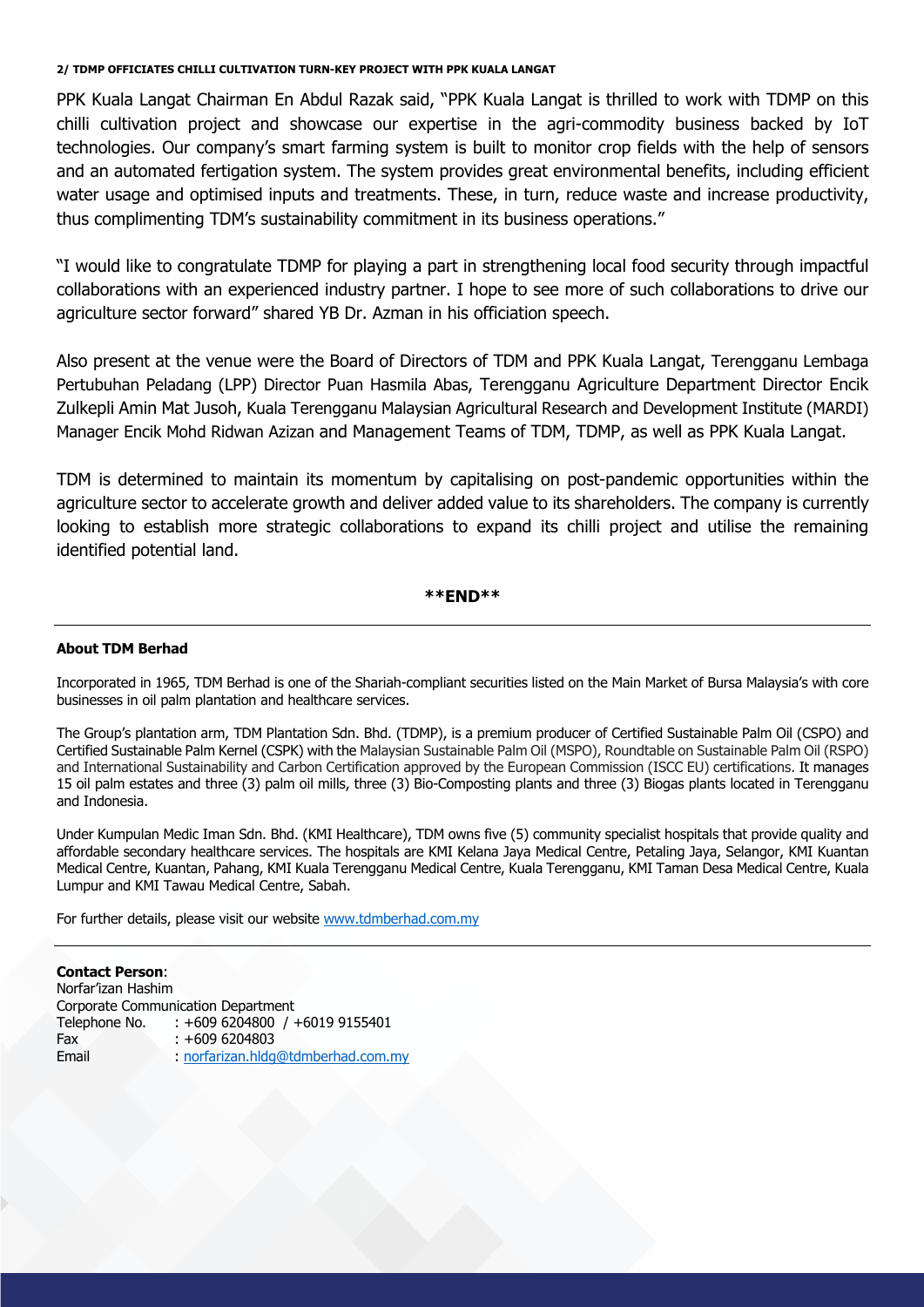PPK Kuala Langat Chairman En Abdul Razak said, "PPK Kuala Langat is thrilled to work with TDMP on this chilli cultivation project and showcase our expertise in the agri-commodity business backed by IoT technologies. Our company's smart farming system is built to monitor crop fields with the help of sensors and an automated fertigation system. The system provides great environmental benefits, including efficient water usage and optimised inputs and treatments. These, in turn, reduce waste and increase productivity, thus complimenting TDM's sustainability commitment in its business operations."

"I would like to congratulate TDMP for playing a part in strengthening local food security through impactful collaborations with an experienced industry partner. I hope to see more of such collaborations to drive our agriculture sector forward" shared YB Dr. Azman in his officiation speech.

Also present at the venue were the Board of Directors of TDM and PPK Kuala Langat, Terengganu Lembaga Pertubuhan Peladang (LPP) Director Puan Hasmila Abas, Terengganu Agriculture Department Director Encik Zulkepli Amin Mat Jusoh, Kuala Terengganu Malaysian Agricultural Research and Development Institute (MARDI) Manager Encik Mohd Ridwan Azizan and Management Teams of TDM, TDMP, as well as PPK Kuala Langat.

TDM is determined to maintain its momentum by capitalising on post-pandemic opportunities within the agriculture sector to accelerate growth and deliver added value to its shareholders. The company is currently looking to establish more strategic collaborations to expand its chilli project and utilise the remaining identified potential land.

**\*\*END\*\***

---

**About TDM Berhad**

Incorporated in 1965, TDM Berhad is one of the Shariah-compliant securities listed on the Main Market of Bursa Malaysia's with core businesses in oil palm plantation and healthcare services.

The Group's plantation arm, TDM Plantation Sdn. Bhd. (TDMP), is a premium producer of Certified Sustainable Palm Oil (CSPO) and Certified Sustainable Palm Kernel (CSPK) with the Malaysian Sustainable Palm Oil (MSPO), Roundtable on Sustainable Palm Oil (RSPO) and International Sustainability and Carbon Certification approved by the European Commission (ISCC EU) certifications. It manages 15 oil palm estates and three (3) palm oil mills, three (3) Bio-Composting plants and three (3) Biogas plants located in Terengganu and Indonesia.

Under Kumpulan Medic Iman Sdn. Bhd. (KMI Healthcare), TDM owns five (5) community specialist hospitals that provide quality and affordable secondary healthcare services. The hospitals are KMI Kelana Jaya Medical Centre, Petaling Jaya, Selangor, KMI Kuantan Medical Centre, Kuantan, Pahang, KMI Kuala Terengganu Medical Centre, Kuala Terengganu, KMI Taman Desa Medical Centre, Kuala Lumpur and KMI Tawau Medical Centre, Sabah.

For further details, please visit our website www.tdmberhad.com.my

---

**Contact Person**:
Norfar'izan Hashim
Corporate Communication Department
Telephone No. : +609 6204800 / +6019 9155401
Fax : +609 6204803
Email : norfarizan.hldg@tdmberhad.com.my